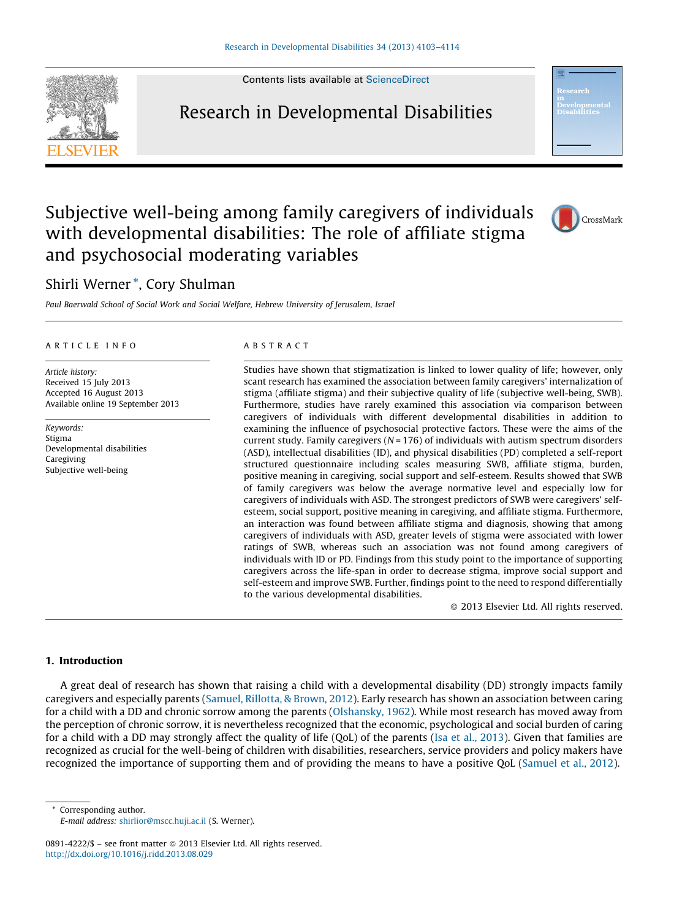Contents lists available at ScienceDirect

# Research in Developmental Disabilities

# Subjective well-being among family caregivers of individuals with developmental disabilities: The role of affiliate stigma and psychosocial moderating variables

Shirli Werner *, Cory Shulman

*Paul Baerwald School of Social Work and Social Welfare, Hebrew University of Jerusalem, Israel*

---

**ARTICLE INFO**

*Article history:*
Received 15 July 2013
Accepted 16 August 2013
Available online 19 September 2013

*Keywords:*
Stigma
Developmental disabilities
Caregiving
Subjective well-being

**ABSTRACT**

Studies have shown that stigmatization is linked to lower quality of life; however, only scant research has examined the association between family caregivers' internalization of stigma (affiliate stigma) and their subjective quality of life (subjective well-being, SWB). Furthermore, studies have rarely examined this association via comparison between caregivers of individuals with different developmental disabilities in addition to examining the influence of psychosocial protective factors. These were the aims of the current study. Family caregivers ($N = 176$) of individuals with autism spectrum disorders (ASD), intellectual disabilities (ID), and physical disabilities (PD) completed a self-report structured questionnaire including scales measuring SWB, affiliate stigma, burden, positive meaning in caregiving, social support and self-esteem. Results showed that SWB of family caregivers was below the average normative level and especially low for caregivers of individuals with ASD. The strongest predictors of SWB were caregivers' self-esteem, social support, positive meaning in caregiving, and affiliate stigma. Furthermore, an interaction was found between affiliate stigma and diagnosis, showing that among caregivers of individuals with ASD, greater levels of stigma were associated with lower ratings of SWB, whereas such an association was not found among caregivers of individuals with ID or PD. Findings from this study point to the importance of supporting caregivers across the life-span in order to decrease stigma, improve social support and self-esteem and improve SWB. Further, findings point to the need to respond differentially to the various developmental disabilities.

© 2013 Elsevier Ltd. All rights reserved.

---

## 1. Introduction

A great deal of research has shown that raising a child with a developmental disability (DD) strongly impacts family caregivers and especially parents (Samuel, Rillotta, & Brown, 2012). Early research has shown an association between caring for a child with a DD and chronic sorrow among the parents (Olshansky, 1962). While most research has moved away from the perception of chronic sorrow, it is nevertheless recognized that the economic, psychological and social burden of caring for a child with a DD may strongly affect the quality of life (QoL) of the parents (Isa et al., 2013). Given that families are recognized as crucial for the well-being of children with disabilities, researchers, service providers and policy makers have recognized the importance of supporting them and of providing the means to have a positive QoL (Samuel et al., 2012).

---

* Corresponding author.
*E-mail address:* shirlior@mscc.huji.ac.il (S. Werner).

0891-4222/$ – see front matter © 2013 Elsevier Ltd. All rights reserved.
http://dx.doi.org/10.1016/j.ridd.2013.08.029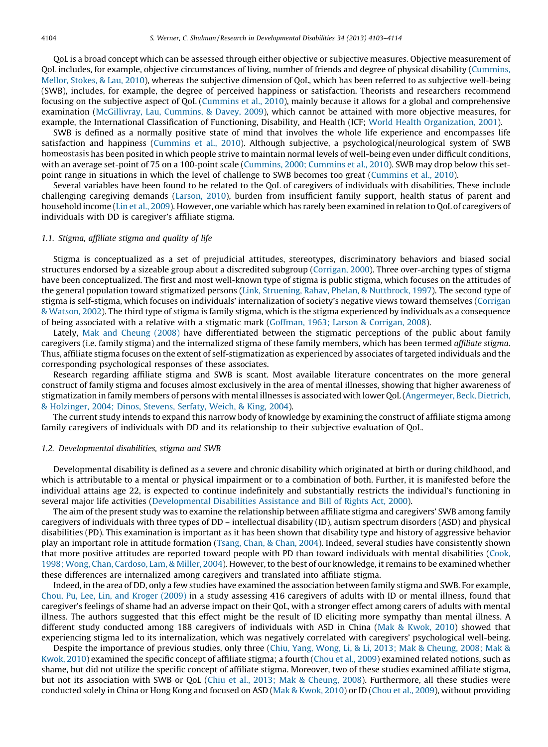QoL is a broad concept which can be assessed through either objective or subjective measures. Objective measurement of QoL includes, for example, objective circumstances of living, number of friends and degree of physical disability (Cummins, Mellor, Stokes, & Lau, 2010), whereas the subjective dimension of QoL, which has been referred to as subjective well-being (SWB), includes, for example, the degree of perceived happiness or satisfaction. Theorists and researchers recommend focusing on the subjective aspect of QoL (Cummins et al., 2010), mainly because it allows for a global and comprehensive examination (McGillivray, Lau, Cummins, & Davey, 2009), which cannot be attained with more objective measures, for example, the International Classification of Functioning, Disability, and Health (ICF; World Health Organization, 2001).

SWB is defined as a normally positive state of mind that involves the whole life experience and encompasses life satisfaction and happiness (Cummins et al., 2010). Although subjective, a psychological/neurological system of SWB homeostasis has been posited in which people strive to maintain normal levels of well-being even under difficult conditions, with an average set-point of 75 on a 100-point scale (Cummins, 2000; Cummins et al., 2010). SWB may drop below this set-point range in situations in which the level of challenge to SWB becomes too great (Cummins et al., 2010).

Several variables have been found to be related to the QoL of caregivers of individuals with disabilities. These include challenging caregiving demands (Larson, 2010), burden from insufficient family support, health status of parent and household income (Lin et al., 2009). However, one variable which has rarely been examined in relation to QoL of caregivers of individuals with DD is caregiver's affiliate stigma.

### 1.1. Stigma, affiliate stigma and quality of life

Stigma is conceptualized as a set of prejudicial attitudes, stereotypes, discriminatory behaviors and biased social structures endorsed by a sizeable group about a discredited subgroup (Corrigan, 2000). Three over-arching types of stigma have been conceptualized. The first and most well-known type of stigma is public stigma, which focuses on the attitudes of the general population toward stigmatized persons (Link, Struening, Rahav, Phelan, & Nuttbrock, 1997). The second type of stigma is self-stigma, which focuses on individuals' internalization of society's negative views toward themselves (Corrigan & Watson, 2002). The third type of stigma is family stigma, which is the stigma experienced by individuals as a consequence of being associated with a relative with a stigmatic mark (Goffman, 1963; Larson & Corrigan, 2008).

Lately, Mak and Cheung (2008) have differentiated between the stigmatic perceptions of the public about family caregivers (i.e. family stigma) and the internalized stigma of these family members, which has been termed *affiliate stigma*. Thus, affiliate stigma focuses on the extent of self-stigmatization as experienced by associates of targeted individuals and the corresponding psychological responses of these associates.

Research regarding affiliate stigma and SWB is scant. Most available literature concentrates on the more general construct of family stigma and focuses almost exclusively in the area of mental illnesses, showing that higher awareness of stigmatization in family members of persons with mental illnesses is associated with lower QoL (Angermeyer, Beck, Dietrich, & Holzinger, 2004; Dinos, Stevens, Serfaty, Weich, & King, 2004).

The current study intends to expand this narrow body of knowledge by examining the construct of affiliate stigma among family caregivers of individuals with DD and its relationship to their subjective evaluation of QoL.

### 1.2. Developmental disabilities, stigma and SWB

Developmental disability is defined as a severe and chronic disability which originated at birth or during childhood, and which is attributable to a mental or physical impairment or to a combination of both. Further, it is manifested before the individual attains age 22, is expected to continue indefinitely and substantially restricts the individual's functioning in several major life activities (Developmental Disabilities Assistance and Bill of Rights Act, 2000).

The aim of the present study was to examine the relationship between affiliate stigma and caregivers' SWB among family caregivers of individuals with three types of DD – intellectual disability (ID), autism spectrum disorders (ASD) and physical disabilities (PD). This examination is important as it has been shown that disability type and history of aggressive behavior play an important role in attitude formation (Tsang, Chan, & Chan, 2004). Indeed, several studies have consistently shown that more positive attitudes are reported toward people with PD than toward individuals with mental disabilities (Cook, 1998; Wong, Chan, Cardoso, Lam, & Miller, 2004). However, to the best of our knowledge, it remains to be examined whether these differences are internalized among caregivers and translated into affiliate stigma.

Indeed, in the area of DD, only a few studies have examined the association between family stigma and SWB. For example, Chou, Pu, Lee, Lin, and Kroger (2009) in a study assessing 416 caregivers of adults with ID or mental illness, found that caregiver's feelings of shame had an adverse impact on their QoL, with a stronger effect among carers of adults with mental illness. The authors suggested that this effect might be the result of ID eliciting more sympathy than mental illness. A different study conducted among 188 caregivers of individuals with ASD in China (Mak & Kwok, 2010) showed that experiencing stigma led to its internalization, which was negatively correlated with caregivers' psychological well-being.

Despite the importance of previous studies, only three (Chiu, Yang, Wong, Li, & Li, 2013; Mak & Cheung, 2008; Mak & Kwok, 2010) examined the specific concept of affiliate stigma; a fourth (Chou et al., 2009) examined related notions, such as shame, but did not utilize the specific concept of affiliate stigma. Moreover, two of these studies examined affiliate stigma, but not its association with SWB or QoL (Chiu et al., 2013; Mak & Cheung, 2008). Furthermore, all these studies were conducted solely in China or Hong Kong and focused on ASD (Mak & Kwok, 2010) or ID (Chou et al., 2009), without providing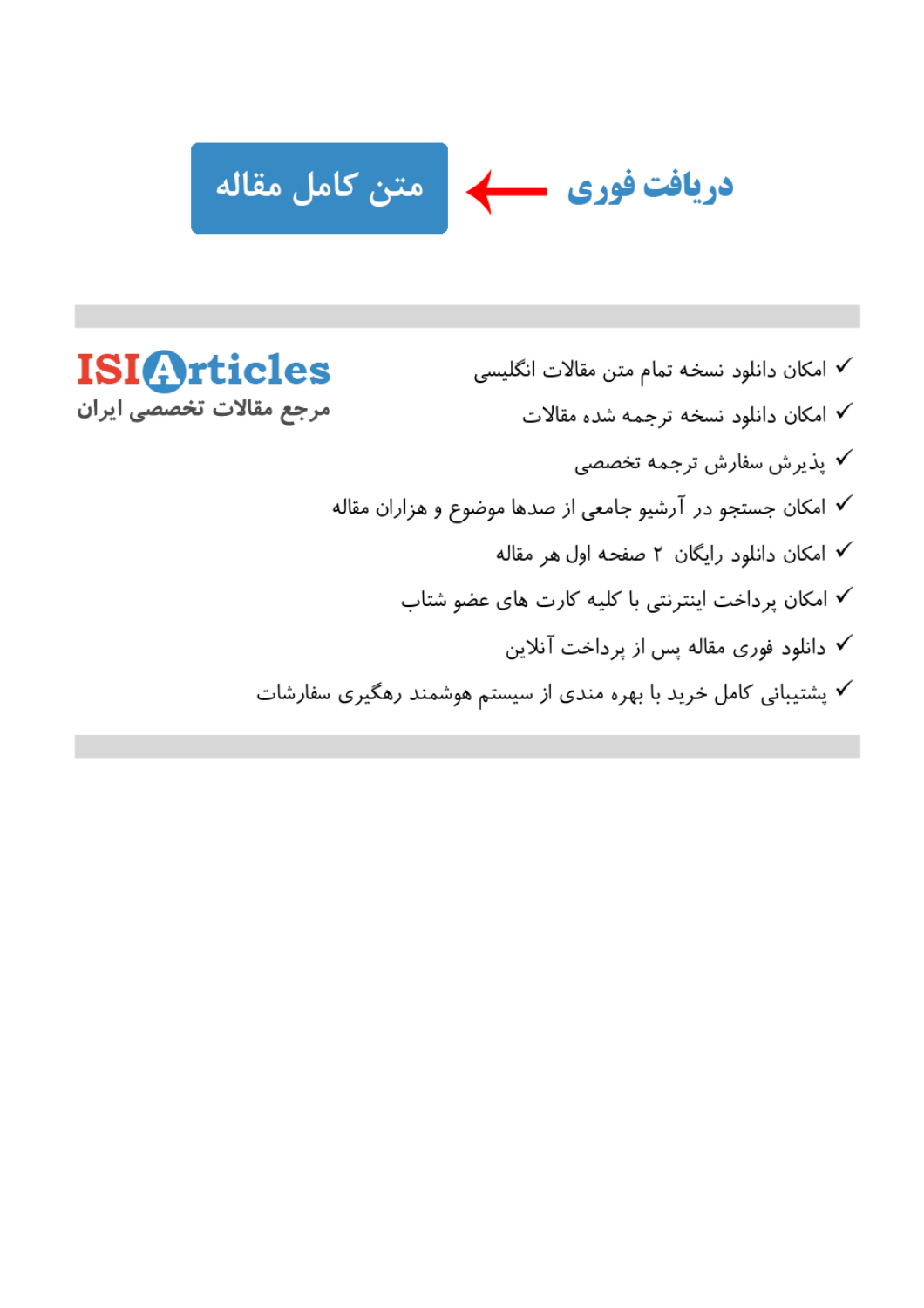دریافت فوری ← **متن کامل مقاله**

**ISIArticles**
مرجع مقالات تخصصی ایران

- ✓ امکان دانلود نسخه تمام متن مقالات انگلیسی
- ✓ امکان دانلود نسخه ترجمه شده مقالات
- ✓ پذیرش سفارش ترجمه تخصصی
- ✓ امکان جستجو در آرشیو جامعی از صدها موضوع و هزاران مقاله
- ✓ امکان دانلود رایگان ۲ صفحه اول هر مقاله
- ✓ امکان پرداخت اینترنتی با کلیه کارت های عضو شتاب
- ✓ دانلود فوری مقاله پس از پرداخت آنلاین
- ✓ پشتیبانی کامل خرید با بهره مندی از سیستم هوشمند رهگیری سفارشات